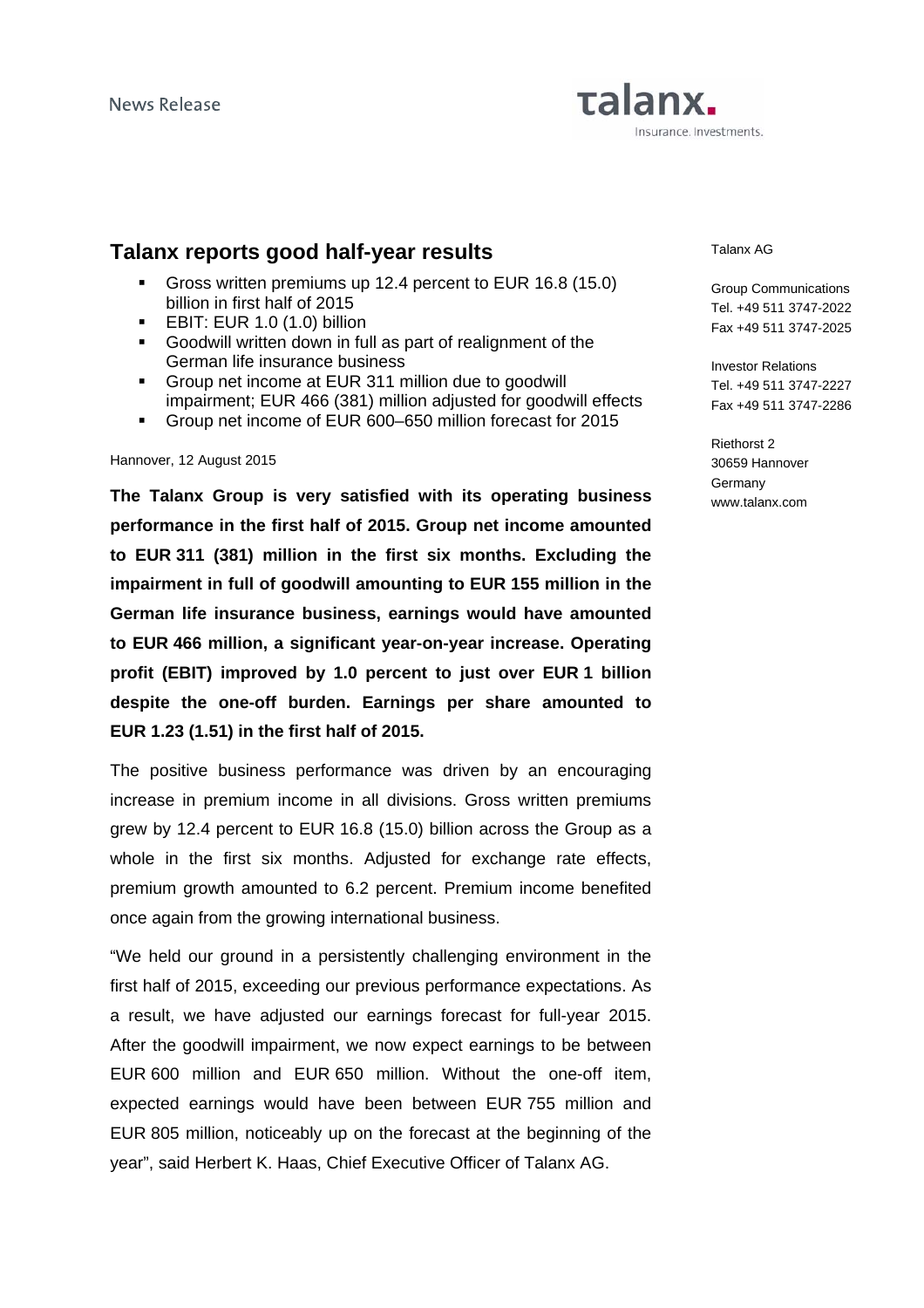News Release

talanx.
Insurance. Investments.

Talanx AG

Group Communications
Tel. +49 511 3747-2022
Fax +49 511 3747-2025

Investor Relations
Tel. +49 511 3747-2227
Fax +49 511 3747-2286

Riethorst 2
30659 Hannover
Germany
www.talanx.com

## Talanx reports good half-year results

- Gross written premiums up 12.4 percent to EUR 16.8 (15.0) billion in first half of 2015
- EBIT: EUR 1.0 (1.0) billion
- Goodwill written down in full as part of realignment of the German life insurance business
- Group net income at EUR 311 million due to goodwill impairment; EUR 466 (381) million adjusted for goodwill effects
- Group net income of EUR 600–650 million forecast for 2015

Hannover, 12 August 2015

**The Talanx Group is very satisfied with its operating business performance in the first half of 2015. Group net income amounted to EUR 311 (381) million in the first six months. Excluding the impairment in full of goodwill amounting to EUR 155 million in the German life insurance business, earnings would have amounted to EUR 466 million, a significant year-on-year increase. Operating profit (EBIT) improved by 1.0 percent to just over EUR 1 billion despite the one-off burden. Earnings per share amounted to EUR 1.23 (1.51) in the first half of 2015.**

The positive business performance was driven by an encouraging increase in premium income in all divisions. Gross written premiums grew by 12.4 percent to EUR 16.8 (15.0) billion across the Group as a whole in the first six months. Adjusted for exchange rate effects, premium growth amounted to 6.2 percent. Premium income benefited once again from the growing international business.

“We held our ground in a persistently challenging environment in the first half of 2015, exceeding our previous performance expectations. As a result, we have adjusted our earnings forecast for full-year 2015. After the goodwill impairment, we now expect earnings to be between EUR 600 million and EUR 650 million. Without the one-off item, expected earnings would have been between EUR 755 million and EUR 805 million, noticeably up on the forecast at the beginning of the year”, said Herbert K. Haas, Chief Executive Officer of Talanx AG.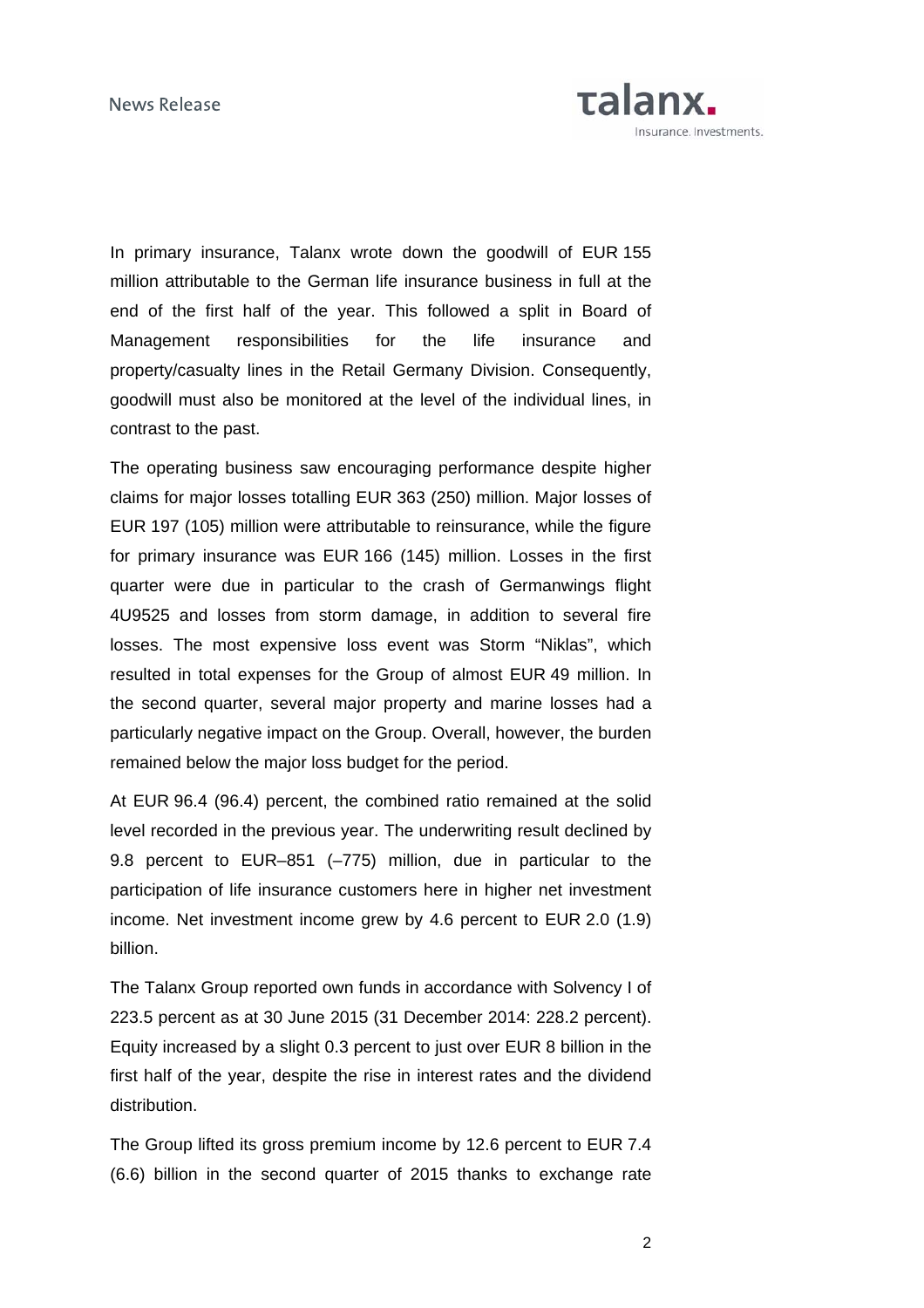In primary insurance, Talanx wrote down the goodwill of EUR 155 million attributable to the German life insurance business in full at the end of the first half of the year. This followed a split in Board of Management responsibilities for the life insurance and property/casualty lines in the Retail Germany Division. Consequently, goodwill must also be monitored at the level of the individual lines, in contrast to the past.

The operating business saw encouraging performance despite higher claims for major losses totalling EUR 363 (250) million. Major losses of EUR 197 (105) million were attributable to reinsurance, while the figure for primary insurance was EUR 166 (145) million. Losses in the first quarter were due in particular to the crash of Germanwings flight 4U9525 and losses from storm damage, in addition to several fire losses. The most expensive loss event was Storm "Niklas", which resulted in total expenses for the Group of almost EUR 49 million. In the second quarter, several major property and marine losses had a particularly negative impact on the Group. Overall, however, the burden remained below the major loss budget for the period.

At EUR 96.4 (96.4) percent, the combined ratio remained at the solid level recorded in the previous year. The underwriting result declined by 9.8 percent to EUR–851 (–775) million, due in particular to the participation of life insurance customers here in higher net investment income. Net investment income grew by 4.6 percent to EUR 2.0 (1.9) billion.

The Talanx Group reported own funds in accordance with Solvency I of 223.5 percent as at 30 June 2015 (31 December 2014: 228.2 percent). Equity increased by a slight 0.3 percent to just over EUR 8 billion in the first half of the year, despite the rise in interest rates and the dividend distribution.

The Group lifted its gross premium income by 12.6 percent to EUR 7.4 (6.6) billion in the second quarter of 2015 thanks to exchange rate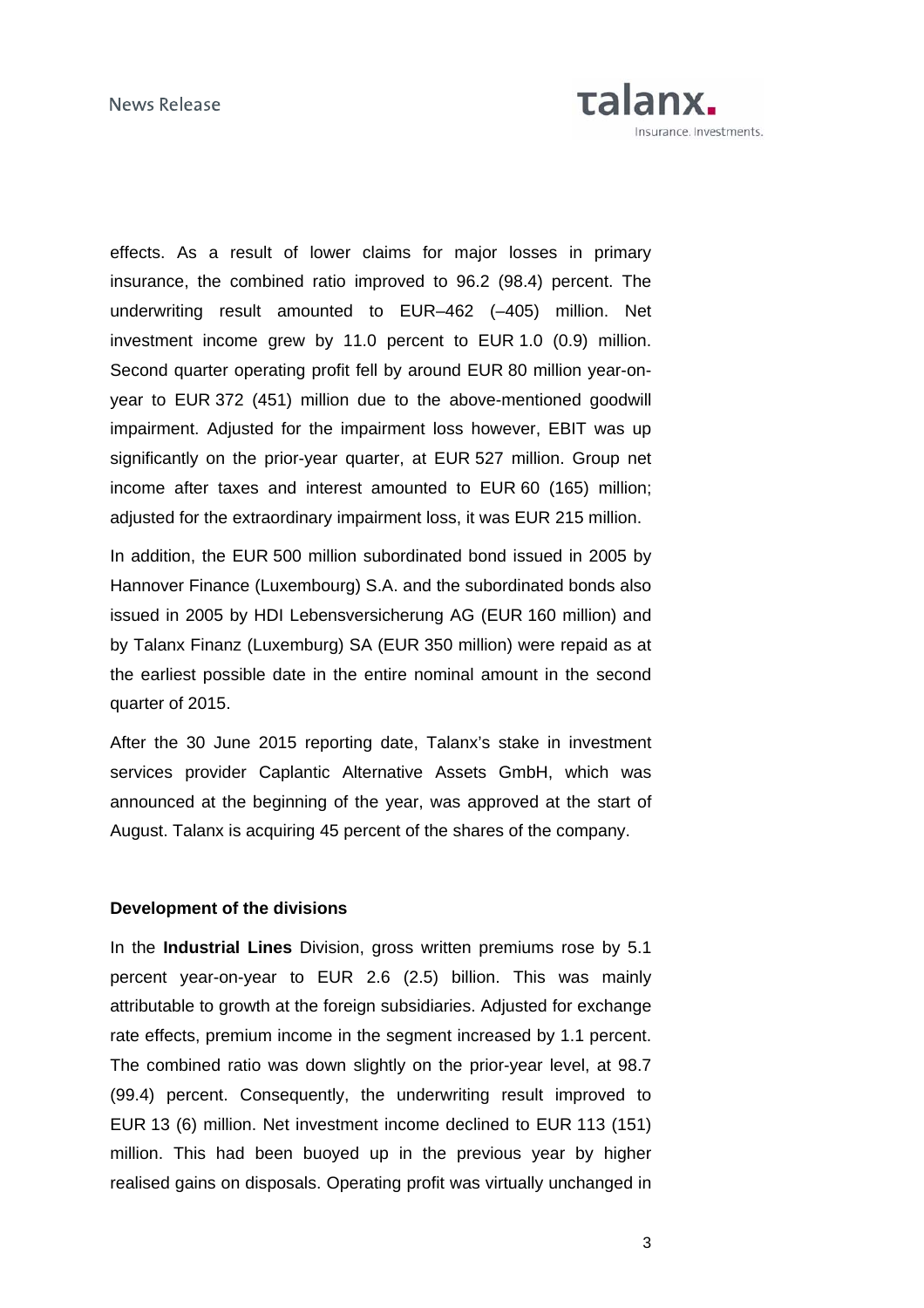effects. As a result of lower claims for major losses in primary insurance, the combined ratio improved to 96.2 (98.4) percent. The underwriting result amounted to EUR–462 (–405) million. Net investment income grew by 11.0 percent to EUR 1.0 (0.9) million. Second quarter operating profit fell by around EUR 80 million year-on-year to EUR 372 (451) million due to the above-mentioned goodwill impairment. Adjusted for the impairment loss however, EBIT was up significantly on the prior-year quarter, at EUR 527 million. Group net income after taxes and interest amounted to EUR 60 (165) million; adjusted for the extraordinary impairment loss, it was EUR 215 million.

In addition, the EUR 500 million subordinated bond issued in 2005 by Hannover Finance (Luxembourg) S.A. and the subordinated bonds also issued in 2005 by HDI Lebensversicherung AG (EUR 160 million) and by Talanx Finanz (Luxemburg) SA (EUR 350 million) were repaid as at the earliest possible date in the entire nominal amount in the second quarter of 2015.

After the 30 June 2015 reporting date, Talanx's stake in investment services provider Caplantic Alternative Assets GmbH, which was announced at the beginning of the year, was approved at the start of August. Talanx is acquiring 45 percent of the shares of the company.

**Development of the divisions**

In the **Industrial Lines** Division, gross written premiums rose by 5.1 percent year-on-year to EUR 2.6 (2.5) billion. This was mainly attributable to growth at the foreign subsidiaries. Adjusted for exchange rate effects, premium income in the segment increased by 1.1 percent. The combined ratio was down slightly on the prior-year level, at 98.7 (99.4) percent. Consequently, the underwriting result improved to EUR 13 (6) million. Net investment income declined to EUR 113 (151) million. This had been buoyed up in the previous year by higher realised gains on disposals. Operating profit was virtually unchanged in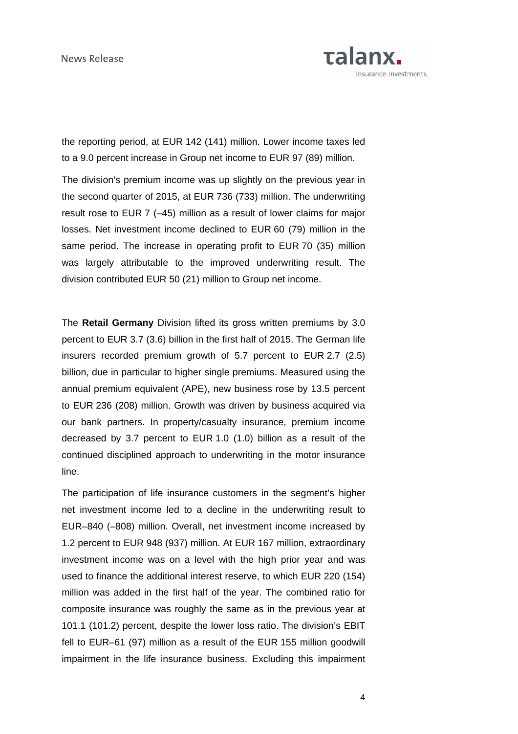the reporting period, at EUR 142 (141) million. Lower income taxes led to a 9.0 percent increase in Group net income to EUR 97 (89) million.

The division's premium income was up slightly on the previous year in the second quarter of 2015, at EUR 736 (733) million. The underwriting result rose to EUR 7 (–45) million as a result of lower claims for major losses. Net investment income declined to EUR 60 (79) million in the same period. The increase in operating profit to EUR 70 (35) million was largely attributable to the improved underwriting result. The division contributed EUR 50 (21) million to Group net income.

The **Retail Germany** Division lifted its gross written premiums by 3.0 percent to EUR 3.7 (3.6) billion in the first half of 2015. The German life insurers recorded premium growth of 5.7 percent to EUR 2.7 (2.5) billion, due in particular to higher single premiums. Measured using the annual premium equivalent (APE), new business rose by 13.5 percent to EUR 236 (208) million. Growth was driven by business acquired via our bank partners. In property/casualty insurance, premium income decreased by 3.7 percent to EUR 1.0 (1.0) billion as a result of the continued disciplined approach to underwriting in the motor insurance line.

The participation of life insurance customers in the segment's higher net investment income led to a decline in the underwriting result to EUR–840 (–808) million. Overall, net investment income increased by 1.2 percent to EUR 948 (937) million. At EUR 167 million, extraordinary investment income was on a level with the high prior year and was used to finance the additional interest reserve, to which EUR 220 (154) million was added in the first half of the year. The combined ratio for composite insurance was roughly the same as in the previous year at 101.1 (101.2) percent, despite the lower loss ratio. The division's EBIT fell to EUR–61 (97) million as a result of the EUR 155 million goodwill impairment in the life insurance business. Excluding this impairment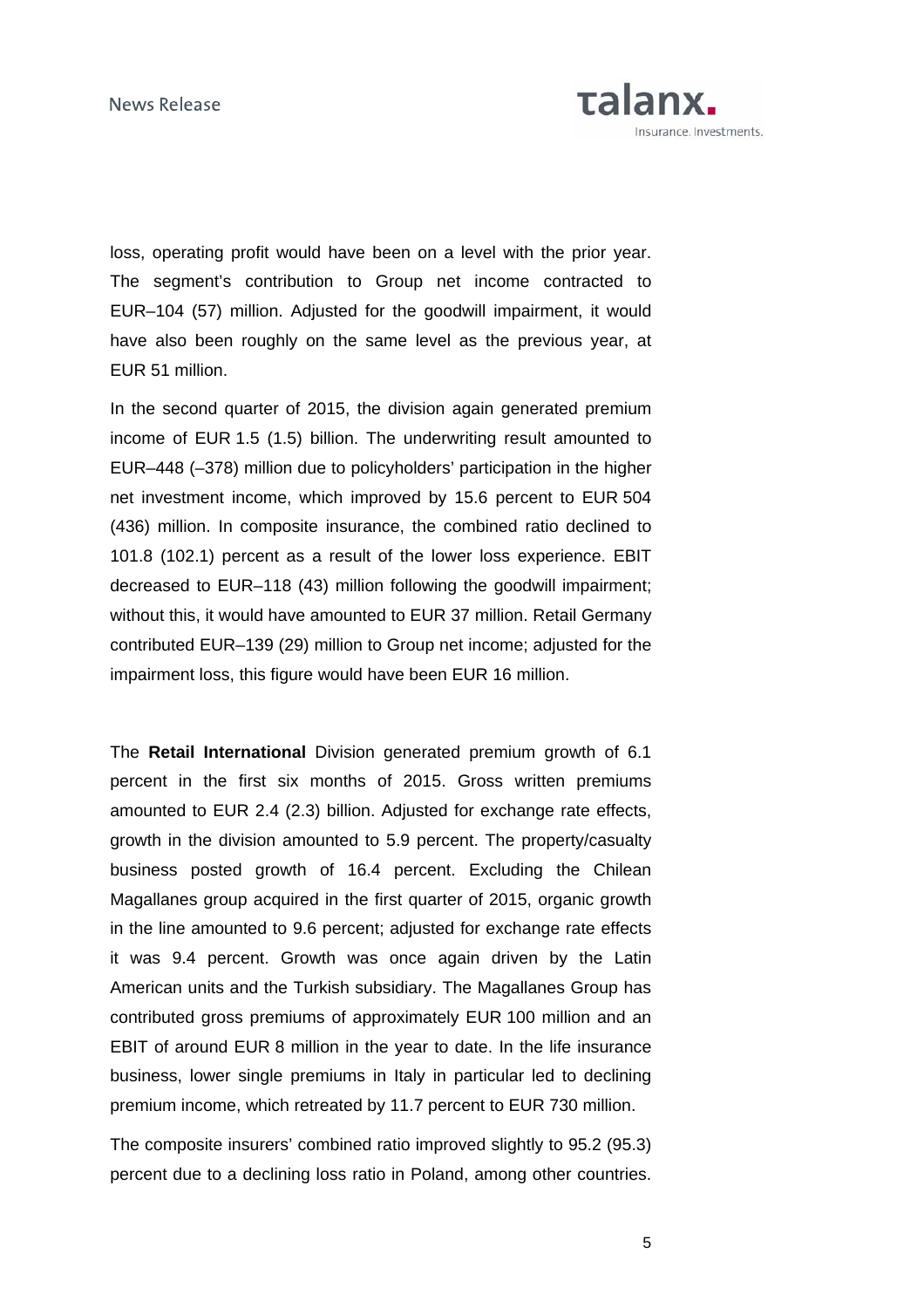loss, operating profit would have been on a level with the prior year. The segment's contribution to Group net income contracted to EUR–104 (57) million. Adjusted for the goodwill impairment, it would have also been roughly on the same level as the previous year, at EUR 51 million.

In the second quarter of 2015, the division again generated premium income of EUR 1.5 (1.5) billion. The underwriting result amounted to EUR–448 (–378) million due to policyholders' participation in the higher net investment income, which improved by 15.6 percent to EUR 504 (436) million. In composite insurance, the combined ratio declined to 101.8 (102.1) percent as a result of the lower loss experience. EBIT decreased to EUR–118 (43) million following the goodwill impairment; without this, it would have amounted to EUR 37 million. Retail Germany contributed EUR–139 (29) million to Group net income; adjusted for the impairment loss, this figure would have been EUR 16 million.

The **Retail International** Division generated premium growth of 6.1 percent in the first six months of 2015. Gross written premiums amounted to EUR 2.4 (2.3) billion. Adjusted for exchange rate effects, growth in the division amounted to 5.9 percent. The property/casualty business posted growth of 16.4 percent. Excluding the Chilean Magallanes group acquired in the first quarter of 2015, organic growth in the line amounted to 9.6 percent; adjusted for exchange rate effects it was 9.4 percent. Growth was once again driven by the Latin American units and the Turkish subsidiary. The Magallanes Group has contributed gross premiums of approximately EUR 100 million and an EBIT of around EUR 8 million in the year to date. In the life insurance business, lower single premiums in Italy in particular led to declining premium income, which retreated by 11.7 percent to EUR 730 million.

The composite insurers' combined ratio improved slightly to 95.2 (95.3) percent due to a declining loss ratio in Poland, among other countries.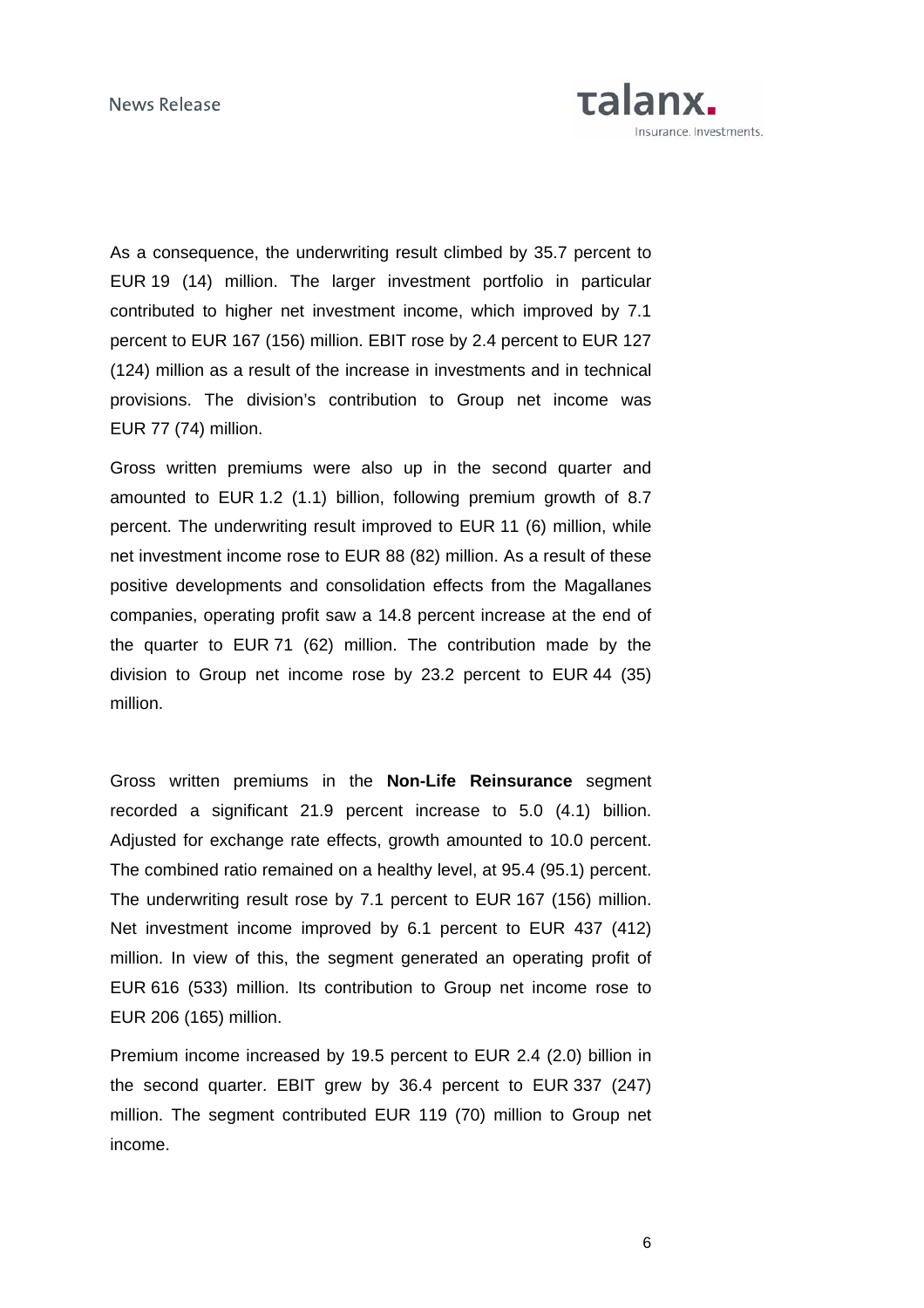As a consequence, the underwriting result climbed by 35.7 percent to EUR 19 (14) million. The larger investment portfolio in particular contributed to higher net investment income, which improved by 7.1 percent to EUR 167 (156) million. EBIT rose by 2.4 percent to EUR 127 (124) million as a result of the increase in investments and in technical provisions. The division's contribution to Group net income was EUR 77 (74) million.

Gross written premiums were also up in the second quarter and amounted to EUR 1.2 (1.1) billion, following premium growth of 8.7 percent. The underwriting result improved to EUR 11 (6) million, while net investment income rose to EUR 88 (82) million. As a result of these positive developments and consolidation effects from the Magallanes companies, operating profit saw a 14.8 percent increase at the end of the quarter to EUR 71 (62) million. The contribution made by the division to Group net income rose by 23.2 percent to EUR 44 (35) million.

Gross written premiums in the **Non-Life Reinsurance** segment recorded a significant 21.9 percent increase to 5.0 (4.1) billion. Adjusted for exchange rate effects, growth amounted to 10.0 percent. The combined ratio remained on a healthy level, at 95.4 (95.1) percent. The underwriting result rose by 7.1 percent to EUR 167 (156) million. Net investment income improved by 6.1 percent to EUR 437 (412) million. In view of this, the segment generated an operating profit of EUR 616 (533) million. Its contribution to Group net income rose to EUR 206 (165) million.

Premium income increased by 19.5 percent to EUR 2.4 (2.0) billion in the second quarter. EBIT grew by 36.4 percent to EUR 337 (247) million. The segment contributed EUR 119 (70) million to Group net income.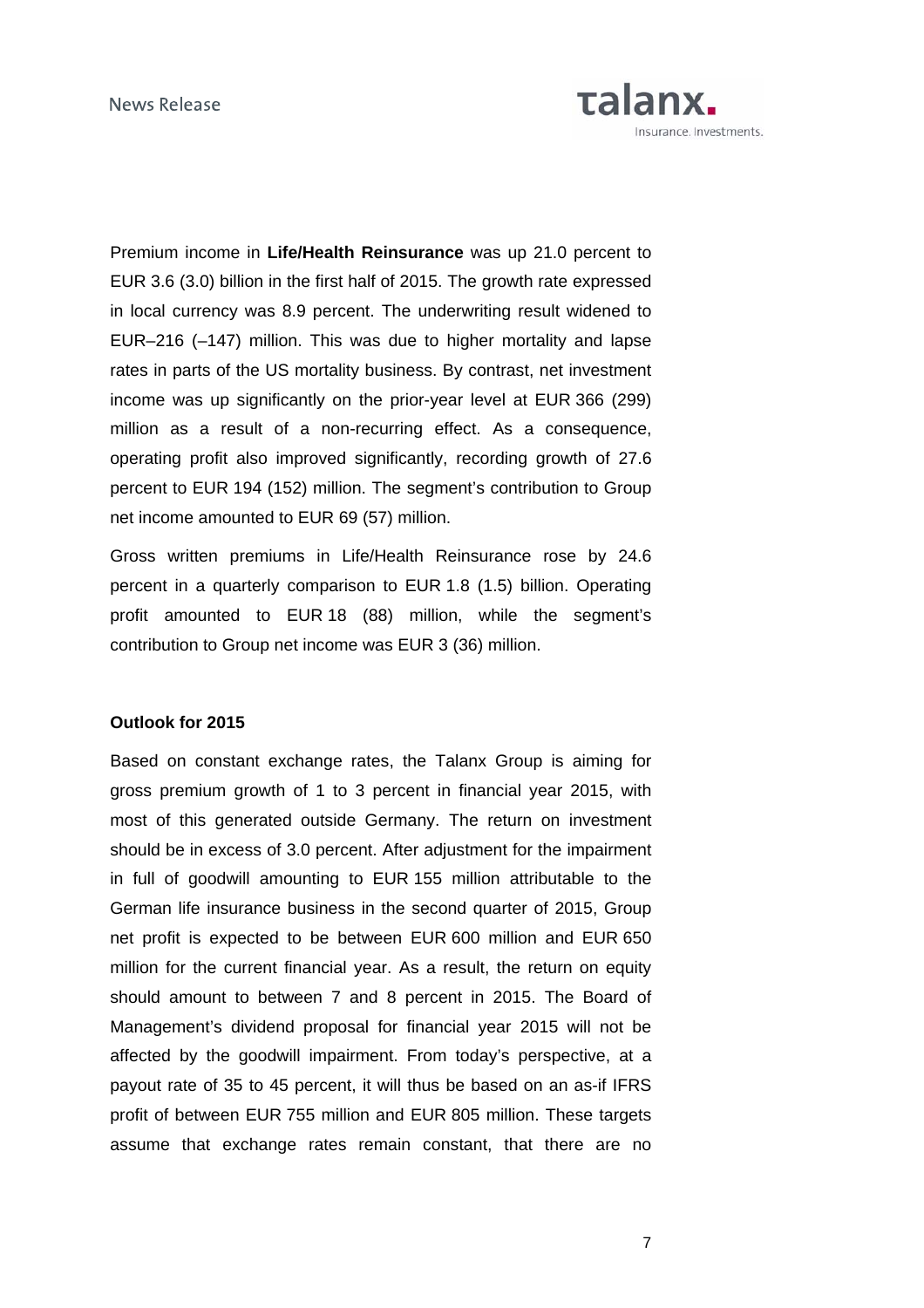Premium income in **Life/Health Reinsurance** was up 21.0 percent to EUR 3.6 (3.0) billion in the first half of 2015. The growth rate expressed in local currency was 8.9 percent. The underwriting result widened to EUR–216 (–147) million. This was due to higher mortality and lapse rates in parts of the US mortality business. By contrast, net investment income was up significantly on the prior-year level at EUR 366 (299) million as a result of a non-recurring effect. As a consequence, operating profit also improved significantly, recording growth of 27.6 percent to EUR 194 (152) million. The segment's contribution to Group net income amounted to EUR 69 (57) million.

Gross written premiums in Life/Health Reinsurance rose by 24.6 percent in a quarterly comparison to EUR 1.8 (1.5) billion. Operating profit amounted to EUR 18 (88) million, while the segment's contribution to Group net income was EUR 3 (36) million.

**Outlook for 2015**

Based on constant exchange rates, the Talanx Group is aiming for gross premium growth of 1 to 3 percent in financial year 2015, with most of this generated outside Germany. The return on investment should be in excess of 3.0 percent. After adjustment for the impairment in full of goodwill amounting to EUR 155 million attributable to the German life insurance business in the second quarter of 2015, Group net profit is expected to be between EUR 600 million and EUR 650 million for the current financial year. As a result, the return on equity should amount to between 7 and 8 percent in 2015. The Board of Management's dividend proposal for financial year 2015 will not be affected by the goodwill impairment. From today's perspective, at a payout rate of 35 to 45 percent, it will thus be based on an as-if IFRS profit of between EUR 755 million and EUR 805 million. These targets assume that exchange rates remain constant, that there are no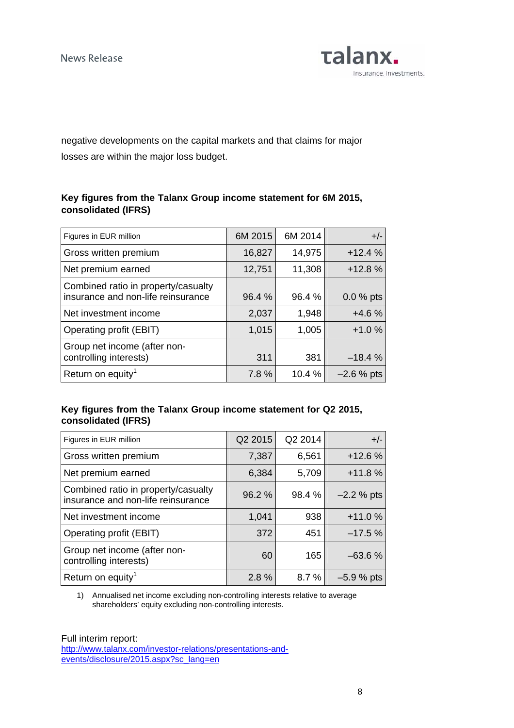negative developments on the capital markets and that claims for major losses are within the major loss budget.

**Key figures from the Talanx Group income statement for 6M 2015, consolidated (IFRS)**

| Figures in EUR million | 6M 2015 | 6M 2014 | +/- |
|---|---|---|---|
| Gross written premium | 16,827 | 14,975 | +12.4 % |
| Net premium earned | 12,751 | 11,308 | +12.8 % |
| Combined ratio in property/casualty insurance and non-life reinsurance | 96.4 % | 96.4 % | 0.0 % pts |
| Net investment income | 2,037 | 1,948 | +4.6 % |
| Operating profit (EBIT) | 1,015 | 1,005 | +1.0 % |
| Group net income (after non-controlling interests) | 311 | 381 | –18.4 % |
| Return on equity[1] | 7.8 % | 10.4 % | –2.6 % pts |

**Key figures from the Talanx Group income statement for Q2 2015, consolidated (IFRS)**

| Figures in EUR million | Q2 2015 | Q2 2014 | +/- |
|---|---|---|---|
| Gross written premium | 7,387 | 6,561 | +12.6 % |
| Net premium earned | 6,384 | 5,709 | +11.8 % |
| Combined ratio in property/casualty insurance and non-life reinsurance | 96.2 % | 98.4 % | –2.2 % pts |
| Net investment income | 1,041 | 938 | +11.0 % |
| Operating profit (EBIT) | 372 | 451 | –17.5 % |
| Group net income (after non-controlling interests) | 60 | 165 | –63.6 % |
| Return on equity[1] | 2.8 % | 8.7 % | –5.9 % pts |

1) Annualised net income excluding non-controlling interests relative to average shareholders' equity excluding non-controlling interests.

Full interim report:
http://www.talanx.com/investor-relations/presentations-and-events/disclosure/2015.aspx?sc_lang=en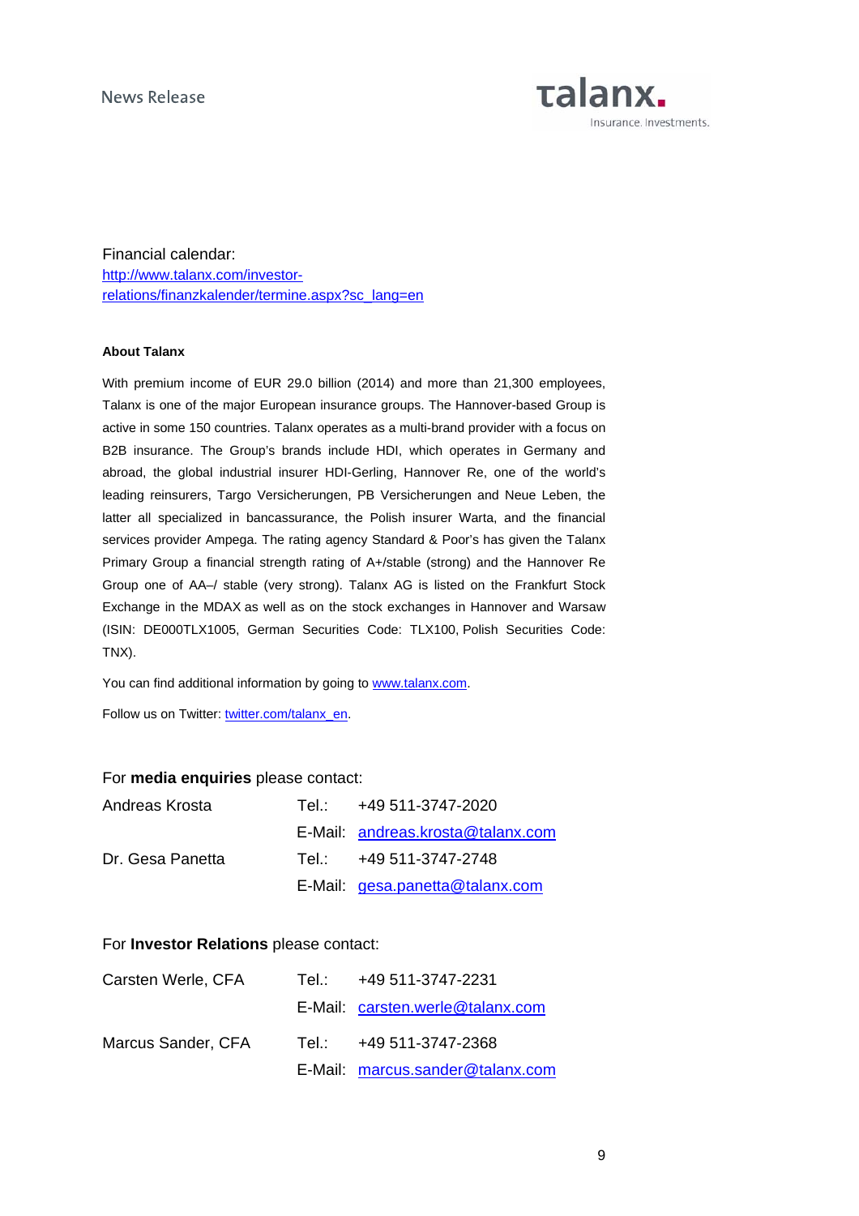Financial calendar:
[http://www.talanx.com/investor-relations/finanzkalender/termine.aspx?sc_lang=en](http://www.talanx.com/investor-relations/finanzkalender/termine.aspx?sc_lang=en)

**About Talanx**

With premium income of EUR 29.0 billion (2014) and more than 21,300 employees, Talanx is one of the major European insurance groups. The Hannover-based Group is active in some 150 countries. Talanx operates as a multi-brand provider with a focus on B2B insurance. The Group's brands include HDI, which operates in Germany and abroad, the global industrial insurer HDI-Gerling, Hannover Re, one of the world's leading reinsurers, Targo Versicherungen, PB Versicherungen and Neue Leben, the latter all specialized in bancassurance, the Polish insurer Warta, and the financial services provider Ampega. The rating agency Standard & Poor's has given the Talanx Primary Group a financial strength rating of A+/stable (strong) and the Hannover Re Group one of AA–/ stable (very strong). Talanx AG is listed on the Frankfurt Stock Exchange in the MDAX as well as on the stock exchanges in Hannover and Warsaw (ISIN: DE000TLX1005, German Securities Code: TLX100, Polish Securities Code: TNX).

You can find additional information by going to [www.talanx.com](http://www.talanx.com).

Follow us on Twitter: [twitter.com/talanx_en](http://twitter.com/talanx_en).

For **media enquiries** please contact:

| | | |
|---|---|---|
| Andreas Krosta | Tel.: | +49 511-3747-2020 |
| | E-Mail: | andreas.krosta@talanx.com |
| Dr. Gesa Panetta | Tel.: | +49 511-3747-2748 |
| | E-Mail: | gesa.panetta@talanx.com |

For **Investor Relations** please contact:

| | | |
|---|---|---|
| Carsten Werle, CFA | Tel.: | +49 511-3747-2231 |
| | E-Mail: | carsten.werle@talanx.com |
| Marcus Sander, CFA | Tel.: | +49 511-3747-2368 |
| | E-Mail: | marcus.sander@talanx.com |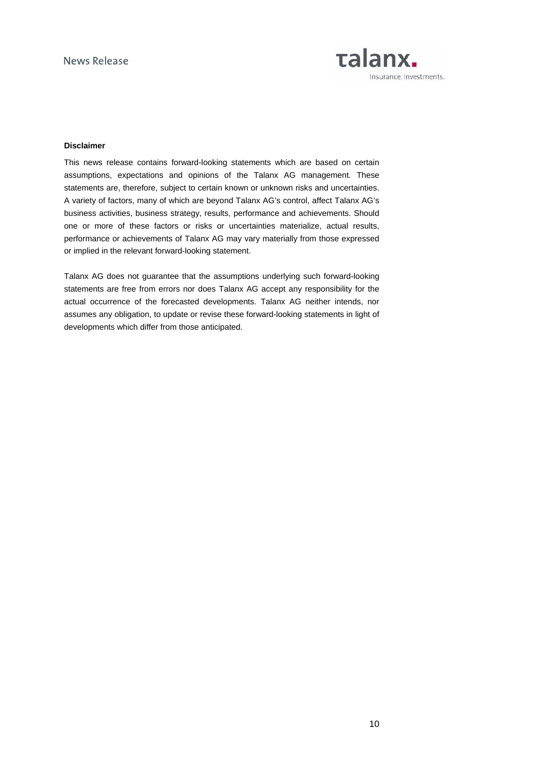**Disclaimer**

This news release contains forward-looking statements which are based on certain assumptions, expectations and opinions of the Talanx AG management. These statements are, therefore, subject to certain known or unknown risks and uncertainties. A variety of factors, many of which are beyond Talanx AG's control, affect Talanx AG's business activities, business strategy, results, performance and achievements. Should one or more of these factors or risks or uncertainties materialize, actual results, performance or achievements of Talanx AG may vary materially from those expressed or implied in the relevant forward-looking statement.

Talanx AG does not guarantee that the assumptions underlying such forward-looking statements are free from errors nor does Talanx AG accept any responsibility for the actual occurrence of the forecasted developments. Talanx AG neither intends, nor assumes any obligation, to update or revise these forward-looking statements in light of developments which differ from those anticipated.